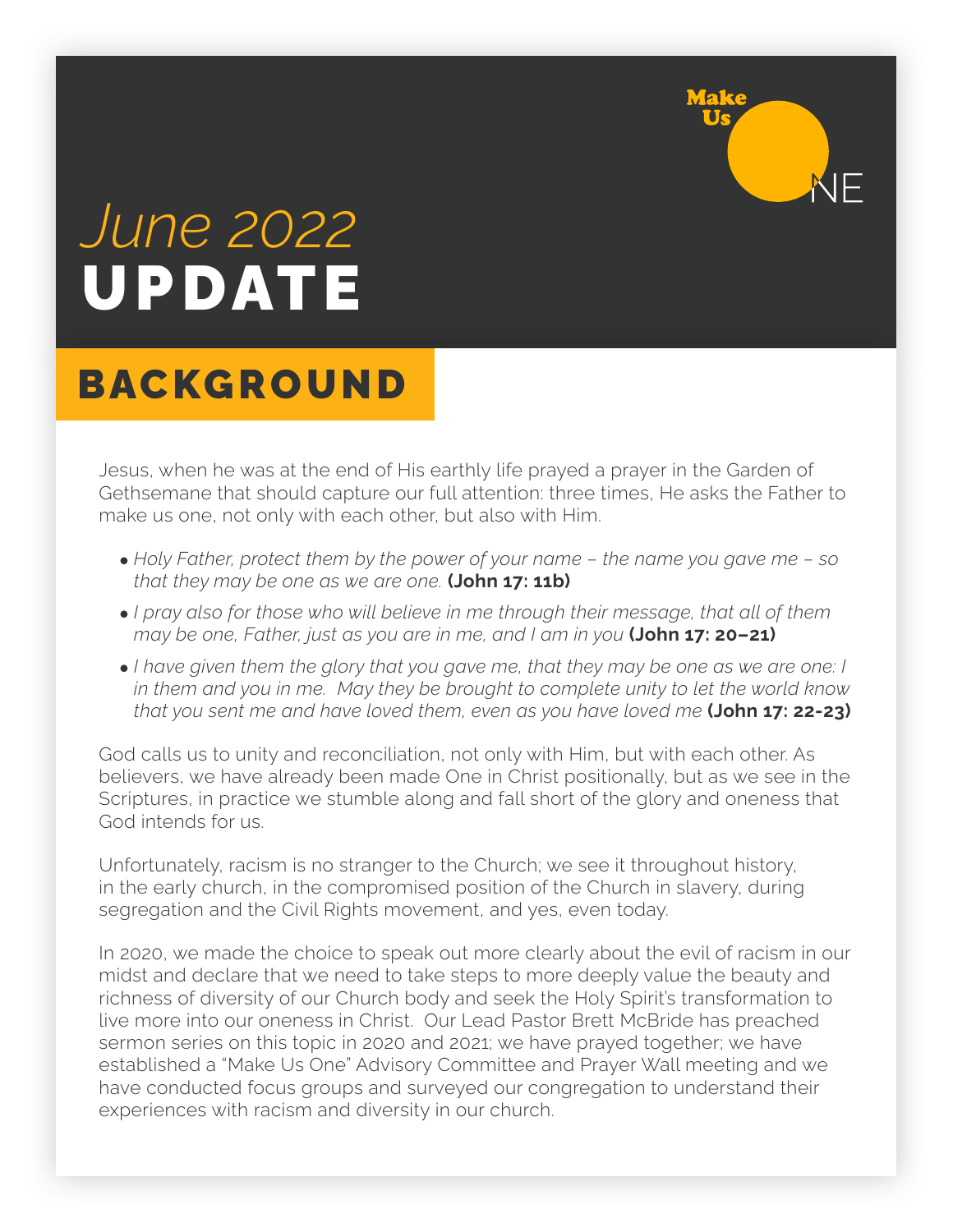Make Us ONE

# June 2022 UPDATE

## BACKGROUND

Jesus, when he was at the end of His earthly life prayed a prayer in the Garden of Gethsemane that should capture our full attention: three times, He asks the Father to make us one, not only with each other, but also with Him.

- *Holy Father, protect them by the power of your name – the name you gave me – so that they may be one as we are one.* **(John 17: 11b)**
- *I pray also for those who will believe in me through their message, that all of them may be one, Father, just as you are in me, and I am in you* **(John 17: 20–21)**
- *I have given them the glory that you gave me, that they may be one as we are one: I in them and you in me. May they be brought to complete unity to let the world know that you sent me and have loved them, even as you have loved me* **(John 17: 22-23)**

God calls us to unity and reconciliation, not only with Him, but with each other. As believers, we have already been made One in Christ positionally, but as we see in the Scriptures, in practice we stumble along and fall short of the glory and oneness that God intends for us.

Unfortunately, racism is no stranger to the Church; we see it throughout history, in the early church, in the compromised position of the Church in slavery, during segregation and the Civil Rights movement, and yes, even today.

In 2020, we made the choice to speak out more clearly about the evil of racism in our midst and declare that we need to take steps to more deeply value the beauty and richness of diversity of our Church body and seek the Holy Spirit's transformation to live more into our oneness in Christ. Our Lead Pastor Brett McBride has preached sermon series on this topic in 2020 and 2021; we have prayed together; we have established a "Make Us One" Advisory Committee and Prayer Wall meeting and we have conducted focus groups and surveyed our congregation to understand their experiences with racism and diversity in our church.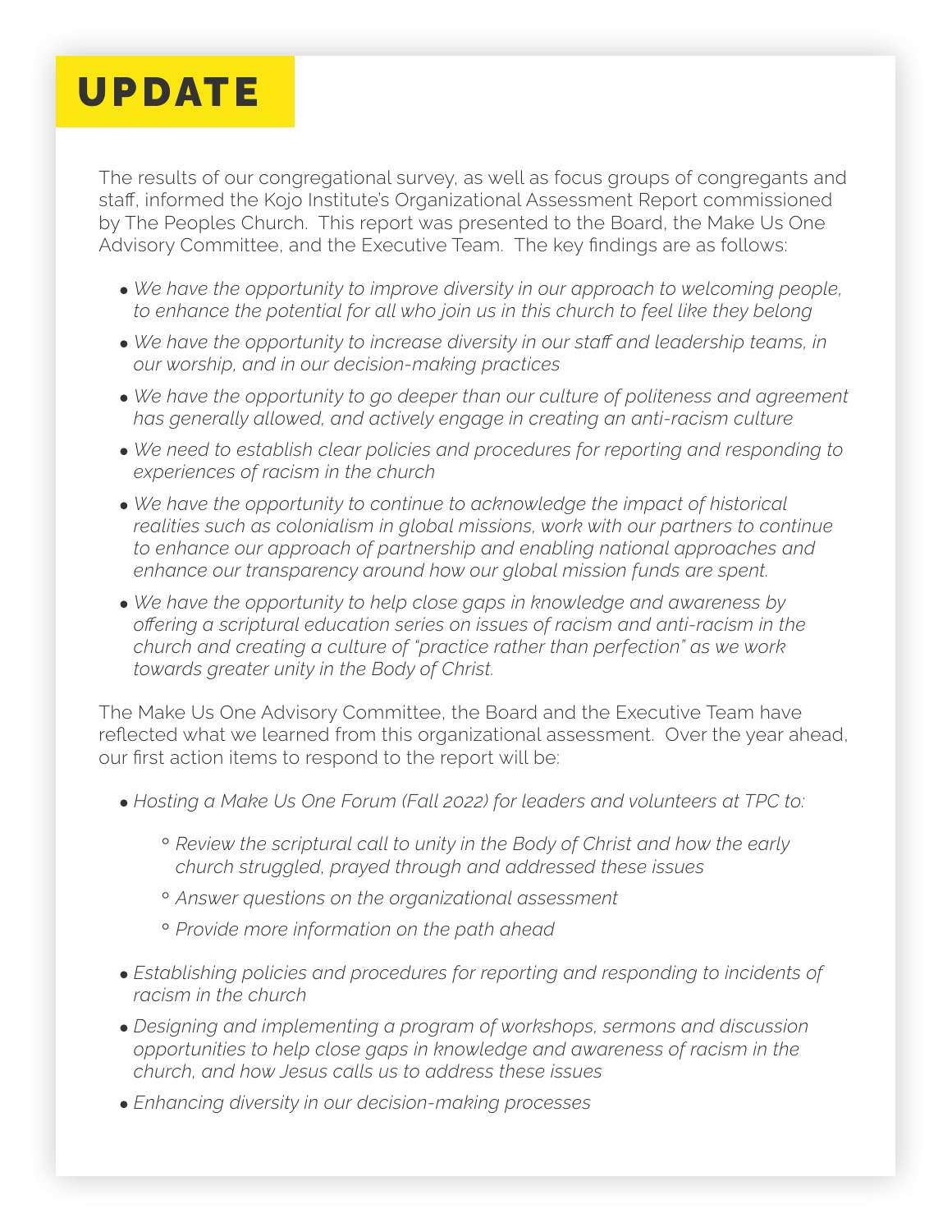# UPDATE

The results of our congregational survey, as well as focus groups of congregants and staff, informed the Kojo Institute's Organizational Assessment Report commissioned by The Peoples Church. This report was presented to the Board, the Make Us One Advisory Committee, and the Executive Team. The key findings are as follows:

- *We have the opportunity to improve diversity in our approach to welcoming people, to enhance the potential for all who join us in this church to feel like they belong*
- *We have the opportunity to increase diversity in our staff and leadership teams, in our worship, and in our decision-making practices*
- *We have the opportunity to go deeper than our culture of politeness and agreement has generally allowed, and actively engage in creating an anti-racism culture*
- *We need to establish clear policies and procedures for reporting and responding to experiences of racism in the church*
- *We have the opportunity to continue to acknowledge the impact of historical realities such as colonialism in global missions, work with our partners to continue to enhance our approach of partnership and enabling national approaches and enhance our transparency around how our global mission funds are spent.*
- *We have the opportunity to help close gaps in knowledge and awareness by offering a scriptural education series on issues of racism and anti-racism in the church and creating a culture of "practice rather than perfection" as we work towards greater unity in the Body of Christ.*

The Make Us One Advisory Committee, the Board and the Executive Team have reflected what we learned from this organizational assessment. Over the year ahead, our first action items to respond to the report will be:

- *Hosting a Make Us One Forum (Fall 2022) for leaders and volunteers at TPC to:*
  - *Review the scriptural call to unity in the Body of Christ and how the early church struggled, prayed through and addressed these issues*
  - *Answer questions on the organizational assessment*
  - *Provide more information on the path ahead*
- *Establishing policies and procedures for reporting and responding to incidents of racism in the church*
- *Designing and implementing a program of workshops, sermons and discussion opportunities to help close gaps in knowledge and awareness of racism in the church, and how Jesus calls us to address these issues*
- *Enhancing diversity in our decision-making processes*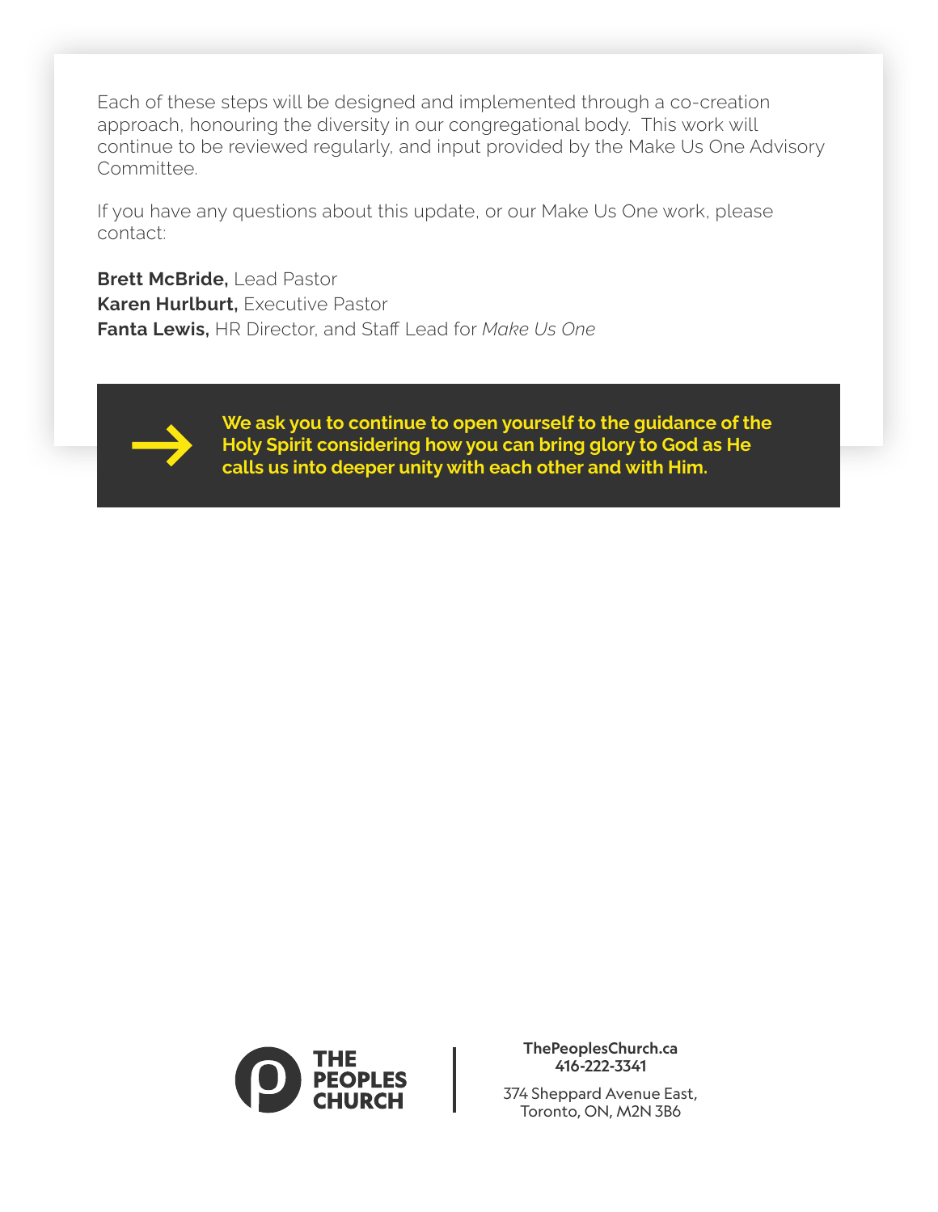Each of these steps will be designed and implemented through a co-creation approach, honouring the diversity in our congregational body. This work will continue to be reviewed regularly, and input provided by the Make Us One Advisory Committee.

If you have any questions about this update, or our Make Us One work, please contact:

**Brett McBride,** Lead Pastor
**Karen Hurlburt,** Executive Pastor
**Fanta Lewis,** HR Director, and Staff Lead for *Make Us One*

**We ask you to continue to open yourself to the guidance of the Holy Spirit considering how you can bring glory to God as He calls us into deeper unity with each other and with Him.**

THE PEOPLES CHURCH

**ThePeoplesChurch.ca**
**416-222-3341**

374 Sheppard Avenue East,
Toronto, ON, M2N 3B6